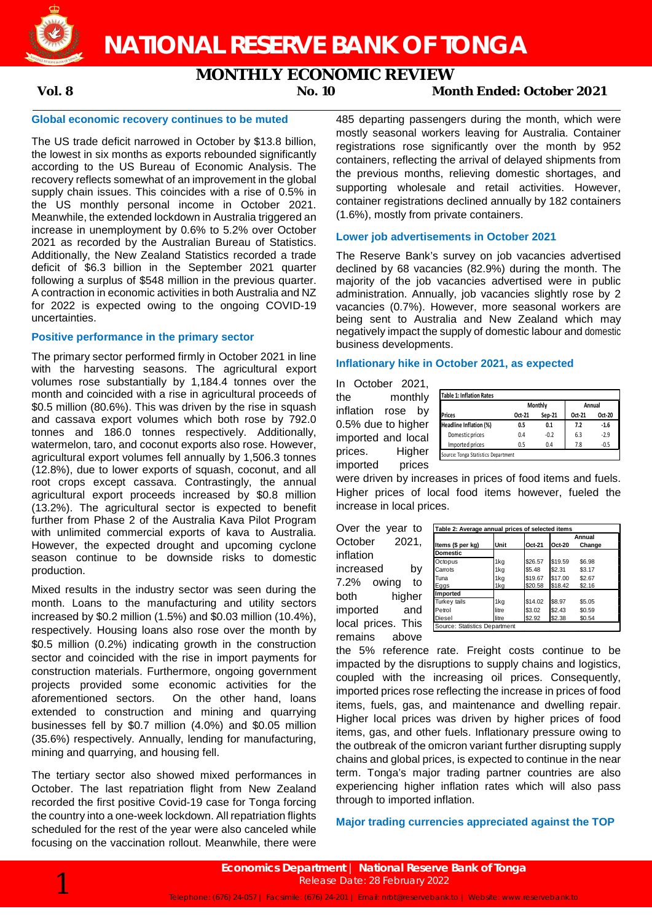# NATIONAL RESERVE BANK OF TONGA

## MONTHLY ECONOMIC REVIEW

**Vol. 8** **No. 10** **Month Ended: October 2021**

### Global economic recovery continues to be muted

The US trade deficit narrowed in October by $13.8 billion, the lowest in six months as exports rebounded significantly according to the US Bureau of Economic Analysis. The recovery reflects somewhat of an improvement in the global supply chain issues. This coincides with a rise of 0.5% in the US monthly personal income in October 2021. Meanwhile, the extended lockdown in Australia triggered an increase in unemployment by 0.6% to 5.2% over October 2021 as recorded by the Australian Bureau of Statistics. Additionally, the New Zealand Statistics recorded a trade deficit of $6.3 billion in the September 2021 quarter following a surplus of $548 million in the previous quarter. A contraction in economic activities in both Australia and NZ for 2022 is expected owing to the ongoing COVID-19 uncertainties.

### Positive performance in the primary sector

The primary sector performed firmly in October 2021 in line with the harvesting seasons. The agricultural export volumes rose substantially by 1,184.4 tonnes over the month and coincided with a rise in agricultural proceeds of $0.5 million (80.6%). This was driven by the rise in squash and cassava export volumes which both rose by 792.0 tonnes and 186.0 tonnes respectively. Additionally, watermelon, taro, and coconut exports also rose. However, agricultural export volumes fell annually by 1,506.3 tonnes (12.8%), due to lower exports of squash, coconut, and all root crops except cassava. Contrastingly, the annual agricultural export proceeds increased by $0.8 million (13.2%). The agricultural sector is expected to benefit further from Phase 2 of the Australia Kava Pilot Program with unlimited commercial exports of kava to Australia. However, the expected drought and upcoming cyclone season continue to be downside risks to domestic production.

Mixed results in the industry sector was seen during the month. Loans to the manufacturing and utility sectors increased by $0.2 million (1.5%) and $0.03 million (10.4%), respectively. Housing loans also rose over the month by $0.5 million (0.2%) indicating growth in the construction sector and coincided with the rise in import payments for construction materials. Furthermore, ongoing government projects provided some economic activities for the aforementioned sectors. On the other hand, loans extended to construction and mining and quarrying businesses fell by $0.7 million (4.0%) and $0.05 million (35.6%) respectively. Annually, lending for manufacturing, mining and quarrying, and housing fell.

The tertiary sector also showed mixed performances in October. The last repatriation flight from New Zealand recorded the first positive Covid-19 case for Tonga forcing the country into a one-week lockdown. All repatriation flights scheduled for the rest of the year were also canceled while focusing on the vaccination rollout. Meanwhile, there were 485 departing passengers during the month, which were mostly seasonal workers leaving for Australia. Container registrations rose significantly over the month by 952 containers, reflecting the arrival of delayed shipments from the previous months, relieving domestic shortages, and supporting wholesale and retail activities. However, container registrations declined annually by 182 containers (1.6%), mostly from private containers.

### Lower job advertisements in October 2021

The Reserve Bank's survey on job vacancies advertised declined by 68 vacancies (82.9%) during the month. The majority of the job vacancies advertised were in public administration. Annually, job vacancies slightly rose by 2 vacancies (0.7%). However, more seasonal workers are being sent to Australia and New Zealand which may negatively impact the supply of domestic labour and domestic business developments.

### Inflationary hike in October 2021, as expected

In October 2021, the monthly inflation rose by 0.5% due to higher imported and local prices. Higher imported prices were driven by increases in prices of food items and fuels. Higher prices of local food items however, fueled the increase in local prices.

**Table 1: Inflation Rates**

| Prices | Monthly | | Annual | |
|---|---|---|---|---|
| | Oct-21 | Sep-21 | Oct-21 | Oct-20 |
| **Headline Inflation (%)** | **0.5** | **0.1** | **7.2** | **-1.6** |
| Domestic prices | 0.4 | -0.2 | 6.3 | -2.9 |
| Imported prices | 0.5 | 0.4 | 7.8 | -0.5 |

Source: Tonga Statistics Department

Over the year to October 2021, inflation increased by 7.2% owing to both higher imported and local prices. This remains above the 5% reference rate. Freight costs continue to be impacted by the disruptions to supply chains and logistics, coupled with the increasing oil prices. Consequently, imported prices rose reflecting the increase in prices of food items, fuels, gas, and maintenance and dwelling repair. Higher local prices was driven by higher prices of food items, gas, and other fuels. Inflationary pressure owing to the outbreak of the omicron variant further disrupting supply chains and global prices, is expected to continue in the near term. Tonga's major trading partner countries are also experiencing higher inflation rates which will also pass through to imported inflation.

**Table 2: Average annual prices of selected items**

| Items ($ per kg) | Unit | Oct-21 | Oct-20 | Annual Change |
|---|---|---|---|---|
| **Domestic** | | | | |
| Octopus | 1kg | $26.57 | $19.59 | $6.98 |
| Carrots | 1kg | $5.48 | $2.31 | $3.17 |
| Tuna | 1kg | $19.67 | $17.00 | $2.67 |
| Eggs | 1kg | $20.58 | $18.42 | $2.16 |
| **Imported** | | | | |
| Turkey tails | 1kg | $14.02 | $8.97 | $5.05 |
| Petrol | litre | $3.02 | $2.43 | $0.59 |
| Diesel | litre | $2.92 | $2.38 | $0.54 |

Source: Statistics Department

### Major trading currencies appreciated against the TOP

**Economics Department | National Reserve Bank of Tonga**
Release Date: 28 February 2022
Telephone: (676) 24-057 | Facsimile: (676) 24-201 | Email: nrbt@reservebank.to | Website: www.reservebank.to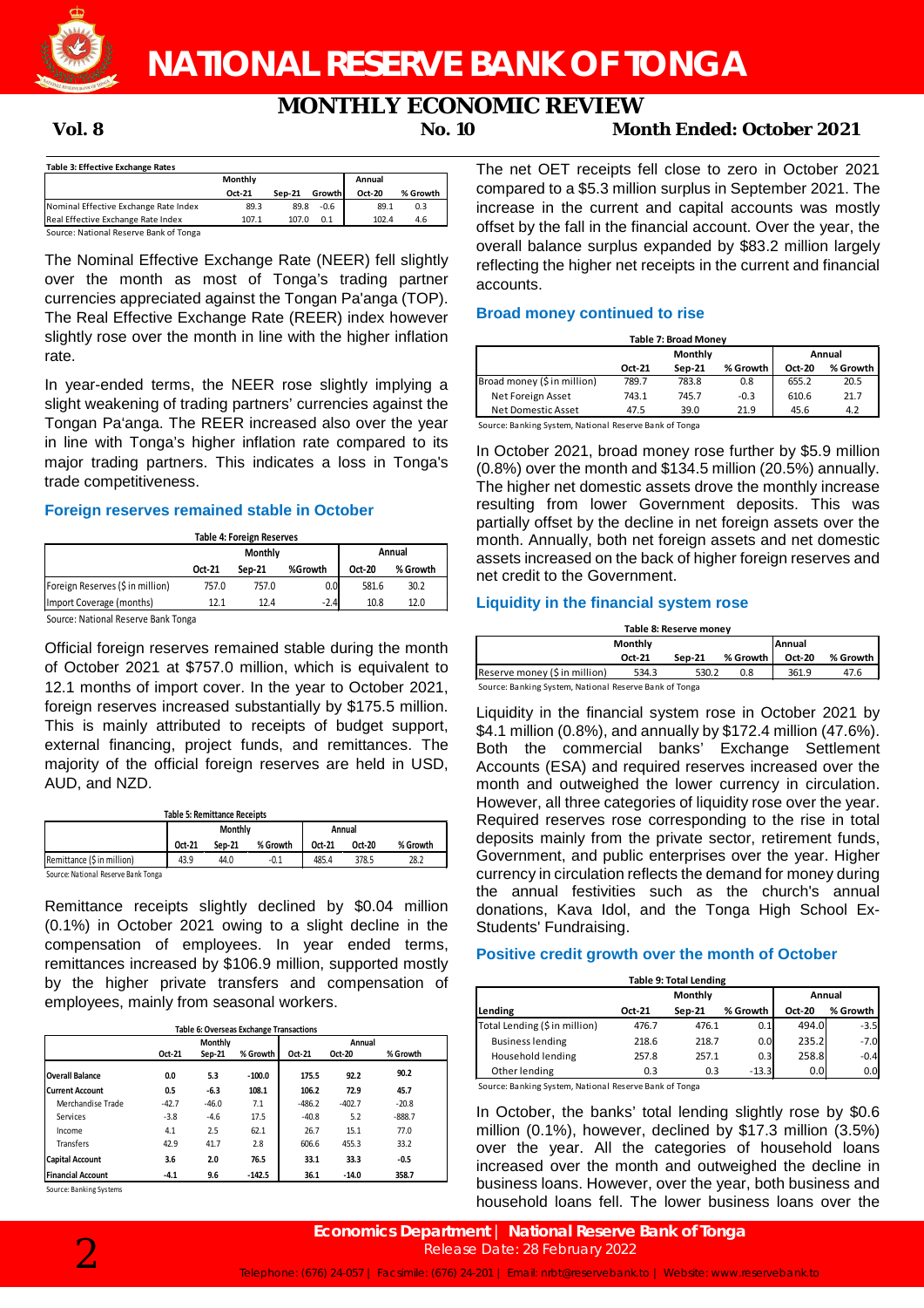**Table 3: Effective Exchange Rates**

| | Monthly | | | Annual | |
|---|---|---|---|---|---|
| | Oct-21 | Sep-21 | Growth | Oct-20 | % Growth |
| Nominal Effective Exchange Rate Index | 89.3 | 89.8 | -0.6 | 89.1 | 0.3 |
| Real Effective Exchange Rate Index | 107.1 | 107.0 | 0.1 | 102.4 | 4.6 |

Source: National Reserve Bank of Tonga

The Nominal Effective Exchange Rate (NEER) fell slightly over the month as most of Tonga's trading partner currencies appreciated against the Tongan Pa'anga (TOP). The Real Effective Exchange Rate (REER) index however slightly rose over the month in line with the higher inflation rate.

In year-ended terms, the NEER rose slightly implying a slight weakening of trading partners' currencies against the Tongan Pa'anga. The REER increased also over the year in line with Tonga's higher inflation rate compared to its major trading partners. This indicates a loss in Tonga's trade competitiveness.

### Foreign reserves remained stable in October

**Table 4: Foreign Reserves**

| | Monthly | | | Annual | |
|---|---|---|---|---|---|
| | Oct-21 | Sep-21 | %Growth | Oct-20 | % Growth |
| Foreign Reserves ($ in million) | 757.0 | 757.0 | 0.0 | 581.6 | 30.2 |
| Import Coverage (months) | 12.1 | 12.4 | -2.4 | 10.8 | 12.0 |

Source: National Reserve Bank Tonga

Official foreign reserves remained stable during the month of October 2021 at $757.0 million, which is equivalent to 12.1 months of import cover. In the year to October 2021, foreign reserves increased substantially by $175.5 million. This is mainly attributed to receipts of budget support, external financing, project funds, and remittances. The majority of the official foreign reserves are held in USD, AUD, and NZD.

**Table 5: Remittance Receipts**

| | Monthly | | | Annual | | |
|---|---|---|---|---|---|---|
| | Oct-21 | Sep-21 | % Growth | Oct-21 | Oct-20 | % Growth |
| Remittance ($ in million) | 43.9 | 44.0 | -0.1 | 485.4 | 378.5 | 28.2 |

Source: National Reserve Bank Tonga

Remittance receipts slightly declined by $0.04 million (0.1%) in October 2021 owing to a slight decline in the compensation of employees. In year ended terms, remittances increased by $106.9 million, supported mostly by the higher private transfers and compensation of employees, mainly from seasonal workers.

**Table 6: Overseas Exchange Transactions**

| | Monthly | | | Annual | | |
|---|---|---|---|---|---|---|
| | Oct-21 | Sep-21 | % Growth | Oct-21 | Oct-20 | % Growth |
| **Overall Balance** | 0.0 | 5.3 | -100.0 | 175.5 | 92.2 | 90.2 |
| **Current Account** | 0.5 | -6.3 | 108.1 | 106.2 | 72.9 | 45.7 |
| Merchandise Trade | -42.7 | -46.0 | 7.1 | -486.2 | -402.7 | -20.8 |
| Services | -3.8 | -4.6 | 17.5 | -40.8 | 5.2 | -888.7 |
| Income | 4.1 | 2.5 | 62.1 | 26.7 | 15.1 | 77.0 |
| Transfers | 42.9 | 41.7 | 2.8 | 606.6 | 455.3 | 33.2 |
| **Capital Account** | 3.6 | 2.0 | 76.5 | 33.1 | 33.3 | -0.5 |
| **Financial Account** | -4.1 | 9.6 | -142.5 | 36.1 | -14.0 | 358.7 |

Source: Banking Systems

The net OET receipts fell close to zero in October 2021 compared to a $5.3 million surplus in September 2021. The increase in the current and capital accounts was mostly offset by the fall in the financial account. Over the year, the overall balance surplus expanded by $83.2 million largely reflecting the higher net receipts in the current and financial accounts.

### Broad money continued to rise

**Table 7: Broad Money**

| | Monthly | | | Annual | |
|---|---|---|---|---|---|
| | Oct-21 | Sep-21 | % Growth | Oct-20 | % Growth |
| Broad money ($ in million) | 789.7 | 783.8 | 0.8 | 655.2 | 20.5 |
| Net Foreign Asset | 743.1 | 745.7 | -0.3 | 610.6 | 21.7 |
| Net Domestic Asset | 47.5 | 39.0 | 21.9 | 45.6 | 4.2 |

Source: Banking System, National Reserve Bank of Tonga

In October 2021, broad money rose further by $5.9 million (0.8%) over the month and $134.5 million (20.5%) annually. The higher net domestic assets drove the monthly increase resulting from lower Government deposits. This was partially offset by the decline in net foreign assets over the month. Annually, both net foreign assets and net domestic assets increased on the back of higher foreign reserves and net credit to the Government.

### Liquidity in the financial system rose

**Table 8: Reserve money**

| | Monthly | | | Annual | |
|---|---|---|---|---|---|
| | Oct-21 | Sep-21 | % Growth | Oct-20 | % Growth |
| Reserve money ($ in million) | 534.3 | 530.2 | 0.8 | 361.9 | 47.6 |

Source: Banking System, National Reserve Bank of Tonga

Liquidity in the financial system rose in October 2021 by $4.1 million (0.8%), and annually by $172.4 million (47.6%). Both the commercial banks' Exchange Settlement Accounts (ESA) and required reserves increased over the month and outweighed the lower currency in circulation. However, all three categories of liquidity rose over the year. Required reserves rose corresponding to the rise in total deposits mainly from the private sector, retirement funds, Government, and public enterprises over the year. Higher currency in circulation reflects the demand for money during the annual festivities such as the church's annual donations, Kava Idol, and the Tonga High School Ex-Students' Fundraising.

### Positive credit growth over the month of October

**Table 9: Total Lending**

| | Monthly | | | Annual | |
|---|---|---|---|---|---|
| Lending | Oct-21 | Sep-21 | % Growth | Oct-20 | % Growth |
| Total Lending ($ in million) | 476.7 | 476.1 | 0.1 | 494.0 | -3.5 |
| Business lending | 218.6 | 218.7 | 0.0 | 235.2 | -7.0 |
| Household lending | 257.8 | 257.1 | 0.3 | 258.8 | -0.4 |
| Other lending | 0.3 | 0.3 | -13.3 | 0.0 | 0.0 |

Source: Banking System, National Reserve Bank of Tonga

In October, the banks' total lending slightly rose by $0.6 million (0.1%), however, declined by $17.3 million (3.5%) over the year. All the categories of household loans increased over the month and outweighed the decline in business loans. However, over the year, both business and household loans fell. The lower business loans over the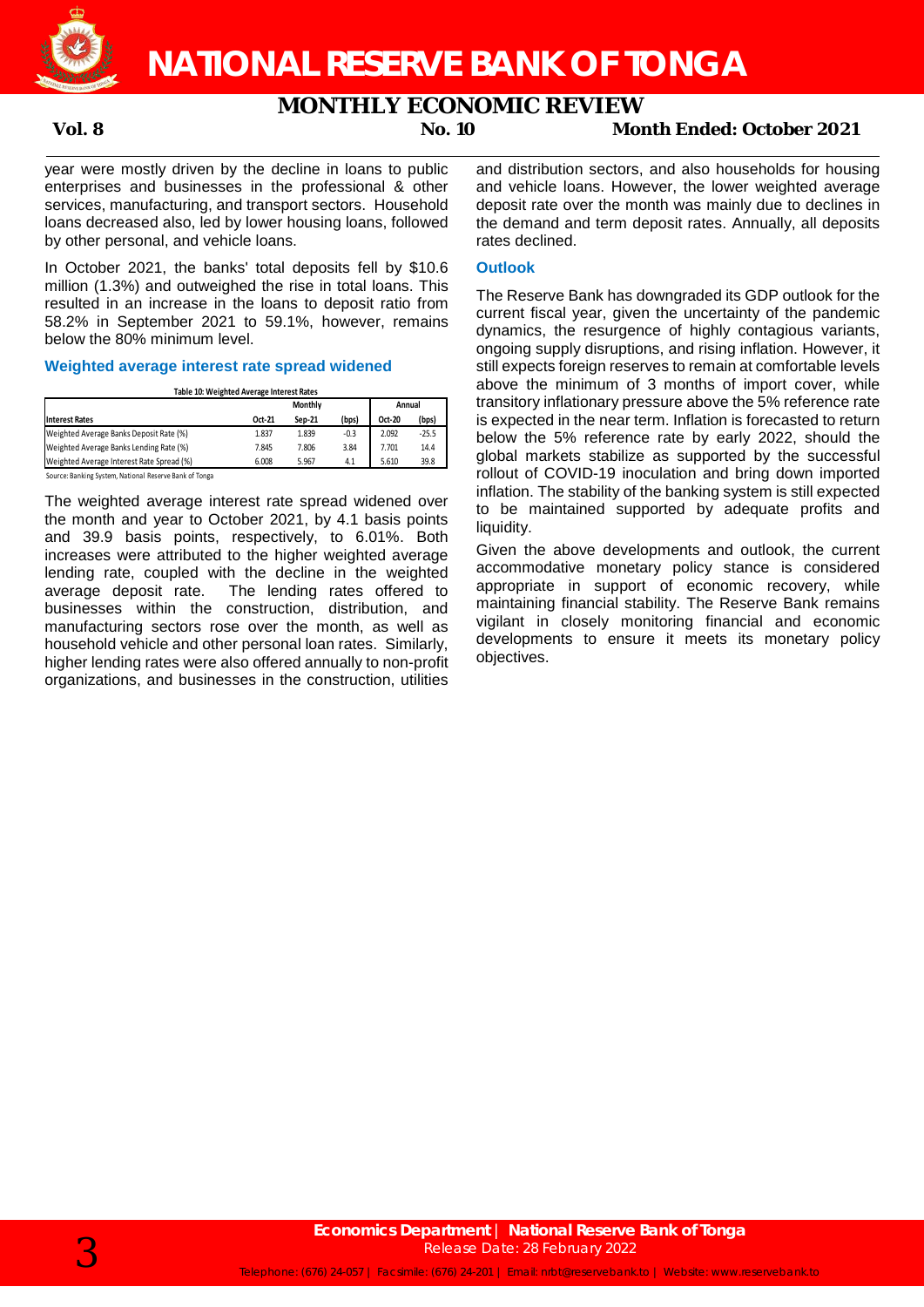year were mostly driven by the decline in loans to public enterprises and businesses in the professional & other services, manufacturing, and transport sectors. Household loans decreased also, led by lower housing loans, followed by other personal, and vehicle loans.

In October 2021, the banks' total deposits fell by $10.6 million (1.3%) and outweighed the rise in total loans. This resulted in an increase in the loans to deposit ratio from 58.2% in September 2021 to 59.1%, however, remains below the 80% minimum level.

### Weighted average interest rate spread widened

**Table 10: Weighted Average Interest Rates**

| Interest Rates | Monthly | | | Annual | |
|---|---|---|---|---|---|
| | Oct-21 | Sep-21 | (bps) | Oct-20 | (bps) |
| Weighted Average Banks Deposit Rate (%) | 1.837 | 1.839 | -0.3 | 2.092 | -25.5 |
| Weighted Average Banks Lending Rate (%) | 7.845 | 7.806 | 3.84 | 7.701 | 14.4 |
| Weighted Average Interest Rate Spread (%) | 6.008 | 5.967 | 4.1 | 5.610 | 39.8 |

Source: Banking System, National Reserve Bank of Tonga

The weighted average interest rate spread widened over the month and year to October 2021, by 4.1 basis points and 39.9 basis points, respectively, to 6.01%. Both increases were attributed to the higher weighted average lending rate, coupled with the decline in the weighted average deposit rate. The lending rates offered to businesses within the construction, distribution, and manufacturing sectors rose over the month, as well as household vehicle and other personal loan rates. Similarly, higher lending rates were also offered annually to non-profit organizations, and businesses in the construction, utilities and distribution sectors, and also households for housing and vehicle loans. However, the lower weighted average deposit rate over the month was mainly due to declines in the demand and term deposit rates. Annually, all deposits rates declined.

### Outlook

The Reserve Bank has downgraded its GDP outlook for the current fiscal year, given the uncertainty of the pandemic dynamics, the resurgence of highly contagious variants, ongoing supply disruptions, and rising inflation. However, it still expects foreign reserves to remain at comfortable levels above the minimum of 3 months of import cover, while transitory inflationary pressure above the 5% reference rate is expected in the near term. Inflation is forecasted to return below the 5% reference rate by early 2022, should the global markets stabilize as supported by the successful rollout of COVID-19 inoculation and bring down imported inflation. The stability of the banking system is still expected to be maintained supported by adequate profits and liquidity.

Given the above developments and outlook, the current accommodative monetary policy stance is considered appropriate in support of economic recovery, while maintaining financial stability. The Reserve Bank remains vigilant in closely monitoring financial and economic developments to ensure it meets its monetary policy objectives.